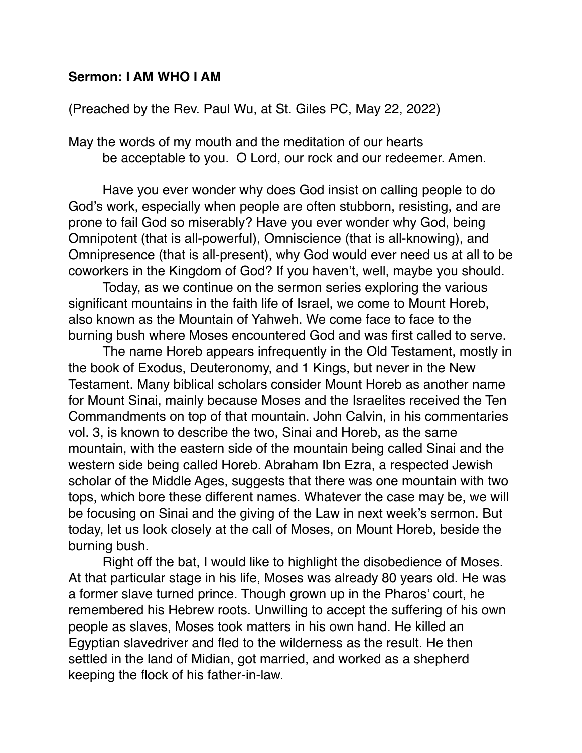**Sermon: I AM WHO I AM**

(Preached by the Rev. Paul Wu, at St. Giles PC, May 22, 2022)

May the words of my mouth and the meditation of our hearts
be acceptable to you. O Lord, our rock and our redeemer. Amen.

Have you ever wonder why does God insist on calling people to do God's work, especially when people are often stubborn, resisting, and are prone to fail God so miserably? Have you ever wonder why God, being Omnipotent (that is all-powerful), Omniscience (that is all-knowing), and Omnipresence (that is all-present), why God would ever need us at all to be coworkers in the Kingdom of God? If you haven't, well, maybe you should.

Today, as we continue on the sermon series exploring the various significant mountains in the faith life of Israel, we come to Mount Horeb, also known as the Mountain of Yahweh. We come face to face to the burning bush where Moses encountered God and was first called to serve.

The name Horeb appears infrequently in the Old Testament, mostly in the book of Exodus, Deuteronomy, and 1 Kings, but never in the New Testament. Many biblical scholars consider Mount Horeb as another name for Mount Sinai, mainly because Moses and the Israelites received the Ten Commandments on top of that mountain. John Calvin, in his commentaries vol. 3, is known to describe the two, Sinai and Horeb, as the same mountain, with the eastern side of the mountain being called Sinai and the western side being called Horeb. Abraham Ibn Ezra, a respected Jewish scholar of the Middle Ages, suggests that there was one mountain with two tops, which bore these different names. Whatever the case may be, we will be focusing on Sinai and the giving of the Law in next week's sermon. But today, let us look closely at the call of Moses, on Mount Horeb, beside the burning bush.

Right off the bat, I would like to highlight the disobedience of Moses. At that particular stage in his life, Moses was already 80 years old. He was a former slave turned prince. Though grown up in the Pharos' court, he remembered his Hebrew roots. Unwilling to accept the suffering of his own people as slaves, Moses took matters in his own hand. He killed an Egyptian slavedriver and fled to the wilderness as the result. He then settled in the land of Midian, got married, and worked as a shepherd keeping the flock of his father-in-law.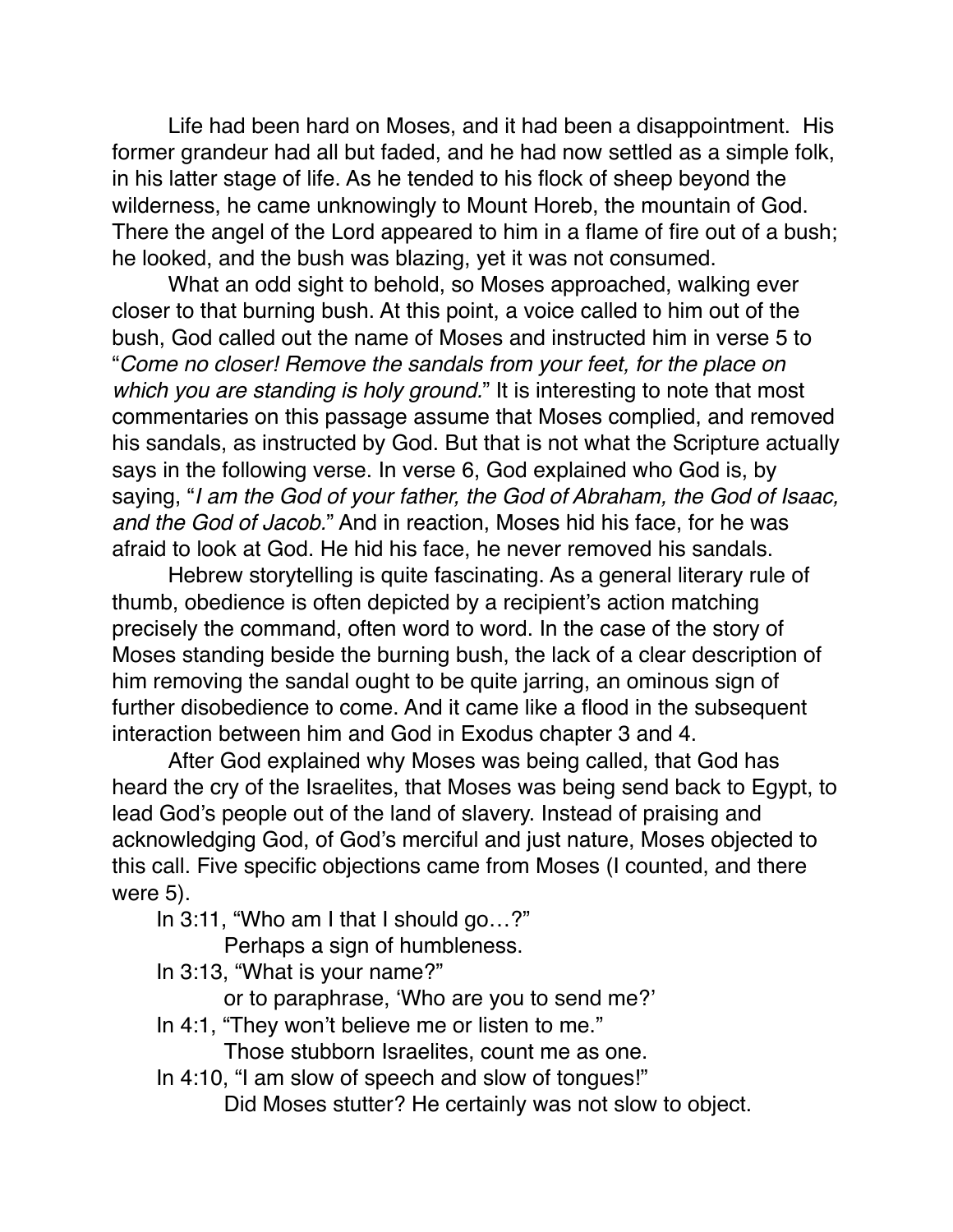Life had been hard on Moses, and it had been a disappointment. His former grandeur had all but faded, and he had now settled as a simple folk, in his latter stage of life. As he tended to his flock of sheep beyond the wilderness, he came unknowingly to Mount Horeb, the mountain of God. There the angel of the Lord appeared to him in a flame of fire out of a bush; he looked, and the bush was blazing, yet it was not consumed.

What an odd sight to behold, so Moses approached, walking ever closer to that burning bush. At this point, a voice called to him out of the bush, God called out the name of Moses and instructed him in verse 5 to "*Come no closer! Remove the sandals from your feet, for the place on which you are standing is holy ground.*" It is interesting to note that most commentaries on this passage assume that Moses complied, and removed his sandals, as instructed by God. But that is not what the Scripture actually says in the following verse. In verse 6, God explained who God is, by saying, "*I am the God of your father, the God of Abraham, the God of Isaac, and the God of Jacob.*" And in reaction, Moses hid his face, for he was afraid to look at God. He hid his face, he never removed his sandals.

Hebrew storytelling is quite fascinating. As a general literary rule of thumb, obedience is often depicted by a recipient's action matching precisely the command, often word to word. In the case of the story of Moses standing beside the burning bush, the lack of a clear description of him removing the sandal ought to be quite jarring, an ominous sign of further disobedience to come. And it came like a flood in the subsequent interaction between him and God in Exodus chapter 3 and 4.

After God explained why Moses was being called, that God has heard the cry of the Israelites, that Moses was being send back to Egypt, to lead God's people out of the land of slavery. Instead of praising and acknowledging God, of God's merciful and just nature, Moses objected to this call. Five specific objections came from Moses (I counted, and there were 5).

In 3:11, "Who am I that I should go…?"
Perhaps a sign of humbleness.

In 3:13, "What is your name?"
or to paraphrase, 'Who are you to send me?'

In 4:1, "They won't believe me or listen to me."
Those stubborn Israelites, count me as one.

In 4:10, "I am slow of speech and slow of tongues!"
Did Moses stutter? He certainly was not slow to object.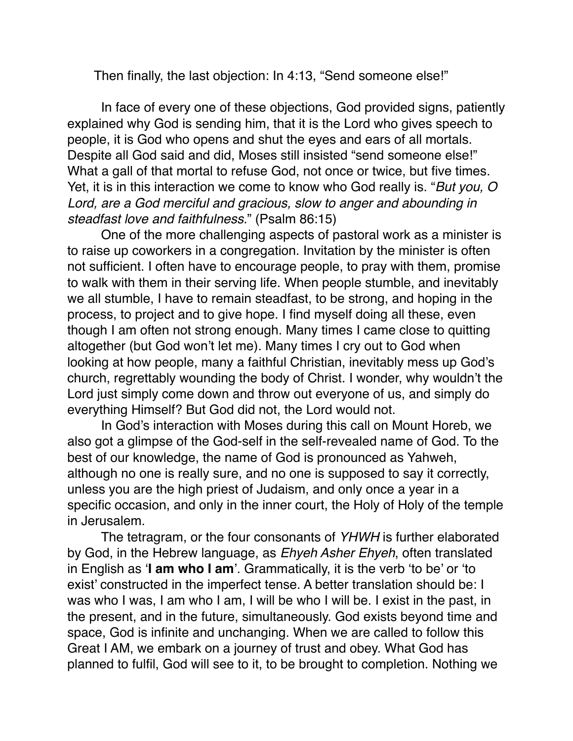Then finally, the last objection: In 4:13, “Send someone else!”

In face of every one of these objections, God provided signs, patiently explained why God is sending him, that it is the Lord who gives speech to people, it is God who opens and shut the eyes and ears of all mortals. Despite all God said and did, Moses still insisted “send someone else!” What a gall of that mortal to refuse God, not once or twice, but five times. Yet, it is in this interaction we come to know who God really is. “*But you, O Lord, are a God merciful and gracious, slow to anger and abounding in steadfast love and faithfulness.*” (Psalm 86:15)

One of the more challenging aspects of pastoral work as a minister is to raise up coworkers in a congregation. Invitation by the minister is often not sufficient. I often have to encourage people, to pray with them, promise to walk with them in their serving life. When people stumble, and inevitably we all stumble, I have to remain steadfast, to be strong, and hoping in the process, to project and to give hope. I find myself doing all these, even though I am often not strong enough. Many times I came close to quitting altogether (but God won’t let me). Many times I cry out to God when looking at how people, many a faithful Christian, inevitably mess up God’s church, regrettably wounding the body of Christ. I wonder, why wouldn’t the Lord just simply come down and throw out everyone of us, and simply do everything Himself? But God did not, the Lord would not.

In God’s interaction with Moses during this call on Mount Horeb, we also got a glimpse of the God-self in the self-revealed name of God. To the best of our knowledge, the name of God is pronounced as Yahweh, although no one is really sure, and no one is supposed to say it correctly, unless you are the high priest of Judaism, and only once a year in a specific occasion, and only in the inner court, the Holy of Holy of the temple in Jerusalem.

The tetragram, or the four consonants of *YHWH* is further elaborated by God, in the Hebrew language, as *Ehyeh Asher Ehyeh*, often translated in English as ‘**I am who I am**’. Grammatically, it is the verb ‘to be’ or ‘to exist’ constructed in the imperfect tense. A better translation should be: I was who I was, I am who I am, I will be who I will be. I exist in the past, in the present, and in the future, simultaneously. God exists beyond time and space, God is infinite and unchanging. When we are called to follow this Great I AM, we embark on a journey of trust and obey. What God has planned to fulfil, God will see to it, to be brought to completion. Nothing we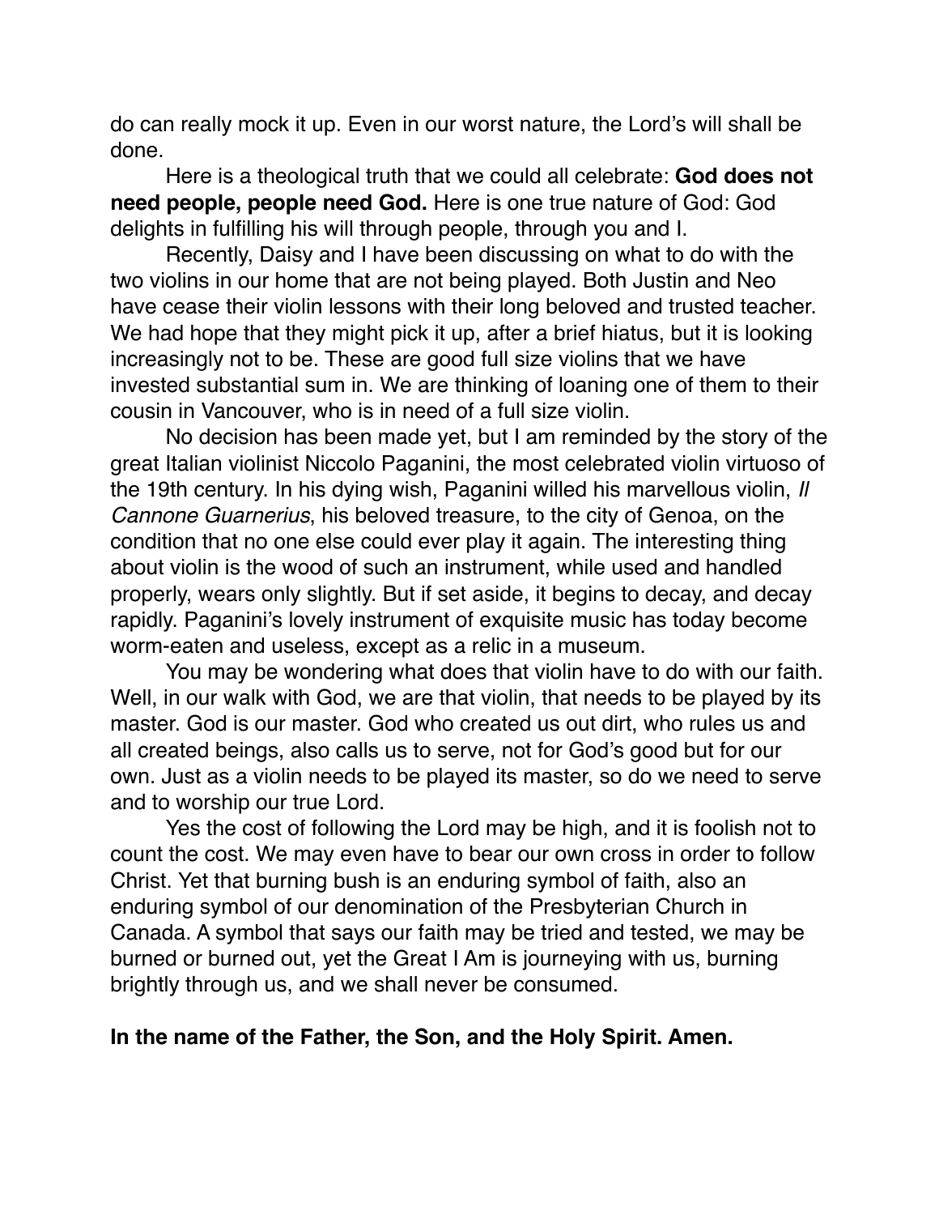do can really mock it up. Even in our worst nature, the Lord's will shall be done.

Here is a theological truth that we could all celebrate: **God does not need people, people need God.** Here is one true nature of God: God delights in fulfilling his will through people, through you and I.

Recently, Daisy and I have been discussing on what to do with the two violins in our home that are not being played. Both Justin and Neo have cease their violin lessons with their long beloved and trusted teacher. We had hope that they might pick it up, after a brief hiatus, but it is looking increasingly not to be. These are good full size violins that we have invested substantial sum in. We are thinking of loaning one of them to their cousin in Vancouver, who is in need of a full size violin.

No decision has been made yet, but I am reminded by the story of the great Italian violinist Niccolo Paganini, the most celebrated violin virtuoso of the 19th century. In his dying wish, Paganini willed his marvellous violin, *Il Cannone Guarnerius*, his beloved treasure, to the city of Genoa, on the condition that no one else could ever play it again. The interesting thing about violin is the wood of such an instrument, while used and handled properly, wears only slightly. But if set aside, it begins to decay, and decay rapidly. Paganini's lovely instrument of exquisite music has today become worm-eaten and useless, except as a relic in a museum.

You may be wondering what does that violin have to do with our faith. Well, in our walk with God, we are that violin, that needs to be played by its master. God is our master. God who created us out dirt, who rules us and all created beings, also calls us to serve, not for God's good but for our own. Just as a violin needs to be played its master, so do we need to serve and to worship our true Lord.

Yes the cost of following the Lord may be high, and it is foolish not to count the cost. We may even have to bear our own cross in order to follow Christ. Yet that burning bush is an enduring symbol of faith, also an enduring symbol of our denomination of the Presbyterian Church in Canada. A symbol that says our faith may be tried and tested, we may be burned or burned out, yet the Great I Am is journeying with us, burning brightly through us, and we shall never be consumed.

**In the name of the Father, the Son, and the Holy Spirit. Amen.**